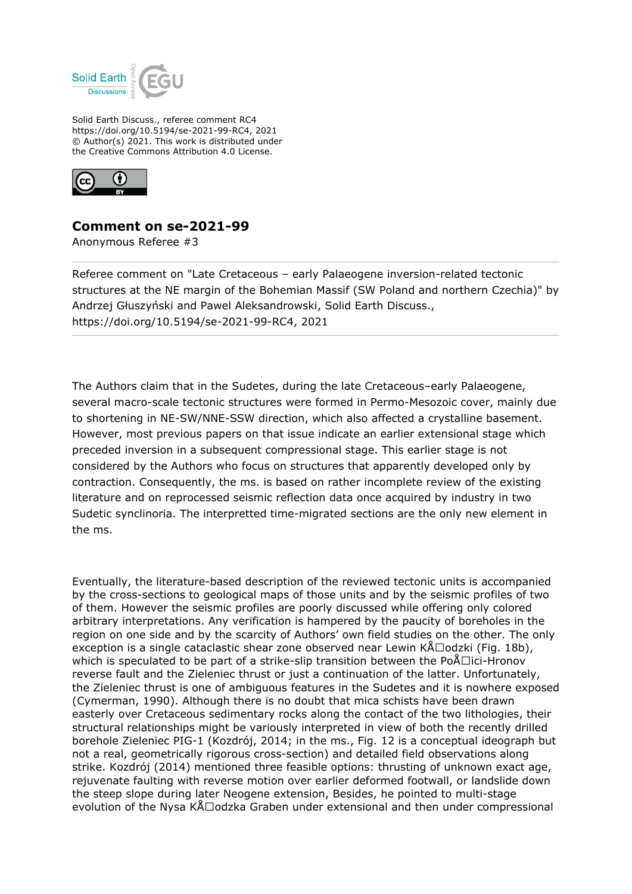Solid Earth Discuss., referee comment RC4
https://doi.org/10.5194/se-2021-99-RC4, 2021
© Author(s) 2021. This work is distributed under
the Creative Commons Attribution 4.0 License.

## Comment on se-2021-99

Anonymous Referee #3

Referee comment on "Late Cretaceous – early Palaeogene inversion-related tectonic structures at the NE margin of the Bohemian Massif (SW Poland and northern Czechia)" by Andrzej Głuszyński and Pawel Aleksandrowski, Solid Earth Discuss., https://doi.org/10.5194/se-2021-99-RC4, 2021

The Authors claim that in the Sudetes, during the late Cretaceous–early Palaeogene, several macro-scale tectonic structures were formed in Permo-Mesozoic cover, mainly due to shortening in NE-SW/NNE-SSW direction, which also affected a crystalline basement. However, most previous papers on that issue indicate an earlier extensional stage which preceded inversion in a subsequent compressional stage. This earlier stage is not considered by the Authors who focus on structures that apparently developed only by contraction. Consequently, the ms. is based on rather incomplete review of the existing literature and on reprocessed seismic reflection data once acquired by industry in two Sudetic synclinoria. The interpretted time-migrated sections are the only new element in the ms.

Eventually, the literature-based description of the reviewed tectonic units is accompanied by the cross-sections to geological maps of those units and by the seismic profiles of two of them. However the seismic profiles are poorly discussed while offering only colored arbitrary interpretations. Any verification is hampered by the paucity of boreholes in the region on one side and by the scarcity of Authors' own field studies on the other. The only exception is a single cataclastic shear zone observed near Lewin KÅ□odzki (Fig. 18b), which is speculated to be part of a strike-slip transition between the PoÅ□ici-Hronov reverse fault and the Zieleniec thrust or just a continuation of the latter. Unfortunately, the Zieleniec thrust is one of ambiguous features in the Sudetes and it is nowhere exposed (Cymerman, 1990). Although there is no doubt that mica schists have been drawn easterly over Cretaceous sedimentary rocks along the contact of the two lithologies, their structural relationships might be variously interpreted in view of both the recently drilled borehole Zieleniec PIG-1 (Kozdrój, 2014; in the ms., Fig. 12 is a conceptual ideograph but not a real, geometrically rigorous cross-section) and detailed field observations along strike. Kozdrój (2014) mentioned three feasible options: thrusting of unknown exact age, rejuvenate faulting with reverse motion over earlier deformed footwall, or landslide down the steep slope during later Neogene extension, Besides, he pointed to multi-stage evolution of the Nysa KÅ□odzka Graben under extensional and then under compressional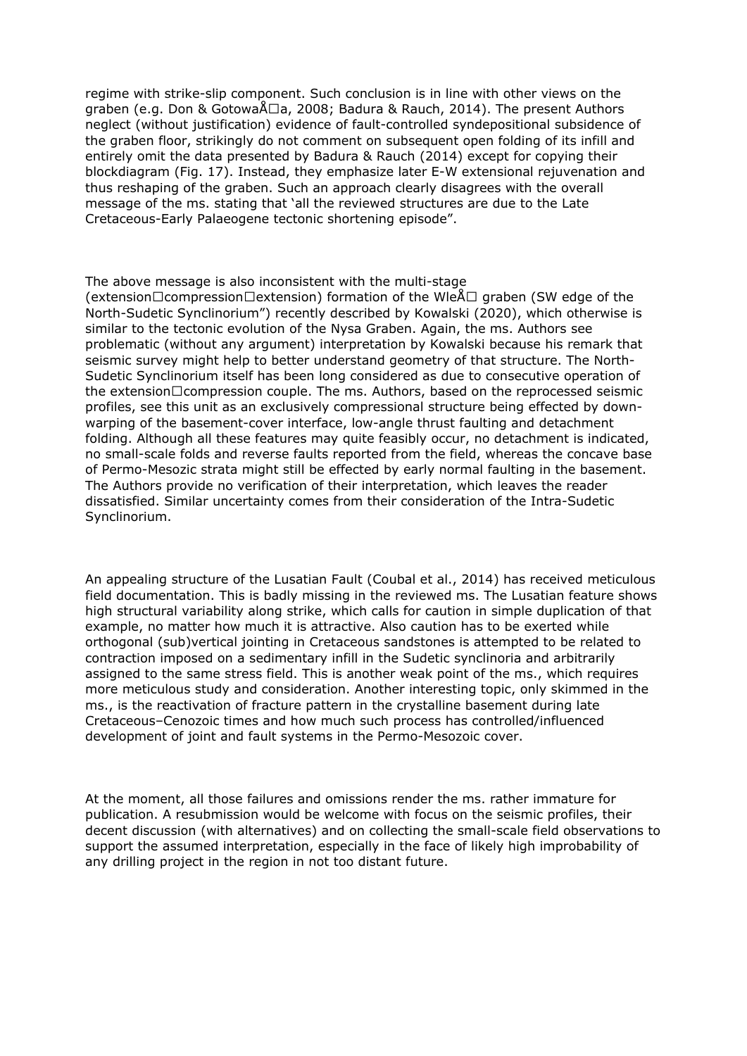regime with strike-slip component. Such conclusion is in line with other views on the graben (e.g. Don & GotowaÅ□a, 2008; Badura & Rauch, 2014). The present Authors neglect (without justification) evidence of fault-controlled syndepositional subsidence of the graben floor, strikingly do not comment on subsequent open folding of its infill and entirely omit the data presented by Badura & Rauch (2014) except for copying their blockdiagram (Fig. 17). Instead, they emphasize later E-W extensional rejuvenation and thus reshaping of the graben. Such an approach clearly disagrees with the overall message of the ms. stating that 'all the reviewed structures are due to the Late Cretaceous-Early Palaeogene tectonic shortening episode".

The above message is also inconsistent with the multi-stage (extension□compression□extension) formation of the WleÅ□ graben (SW edge of the North-Sudetic Synclinorium") recently described by Kowalski (2020), which otherwise is similar to the tectonic evolution of the Nysa Graben. Again, the ms. Authors see problematic (without any argument) interpretation by Kowalski because his remark that seismic survey might help to better understand geometry of that structure. The North-Sudetic Synclinorium itself has been long considered as due to consecutive operation of the extension□compression couple. The ms. Authors, based on the reprocessed seismic profiles, see this unit as an exclusively compressional structure being effected by down-warping of the basement-cover interface, low-angle thrust faulting and detachment folding. Although all these features may quite feasibly occur, no detachment is indicated, no small-scale folds and reverse faults reported from the field, whereas the concave base of Permo-Mesozic strata might still be effected by early normal faulting in the basement. The Authors provide no verification of their interpretation, which leaves the reader dissatisfied. Similar uncertainty comes from their consideration of the Intra-Sudetic Synclinorium.

An appealing structure of the Lusatian Fault (Coubal et al., 2014) has received meticulous field documentation. This is badly missing in the reviewed ms. The Lusatian feature shows high structural variability along strike, which calls for caution in simple duplication of that example, no matter how much it is attractive. Also caution has to be exerted while orthogonal (sub)vertical jointing in Cretaceous sandstones is attempted to be related to contraction imposed on a sedimentary infill in the Sudetic synclinoria and arbitrarily assigned to the same stress field. This is another weak point of the ms., which requires more meticulous study and consideration. Another interesting topic, only skimmed in the ms., is the reactivation of fracture pattern in the crystalline basement during late Cretaceous–Cenozoic times and how much such process has controlled/influenced development of joint and fault systems in the Permo-Mesozoic cover.

At the moment, all those failures and omissions render the ms. rather immature for publication. A resubmission would be welcome with focus on the seismic profiles, their decent discussion (with alternatives) and on collecting the small-scale field observations to support the assumed interpretation, especially in the face of likely high improbability of any drilling project in the region in not too distant future.